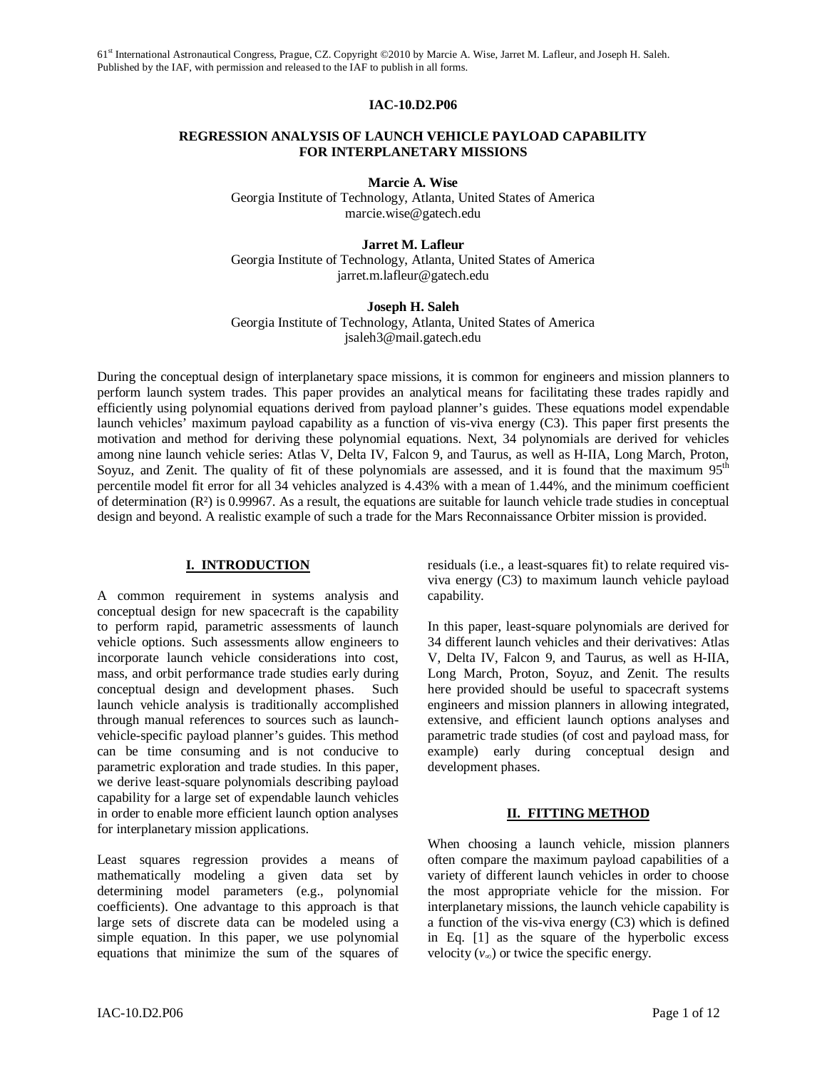61st International Astronautical Congress, Prague, CZ. Copyright ©2010 by Marcie A. Wise, Jarret M. Lafleur, and Joseph H. Saleh. Published by the IAF, with permission and released to the IAF to publish in all forms.

**IAC-10.D2.P06**

# REGRESSION ANALYSIS OF LAUNCH VEHICLE PAYLOAD CAPABILITY FOR INTERPLANETARY MISSIONS

**Marcie A. Wise**
Georgia Institute of Technology, Atlanta, United States of America
marcie.wise@gatech.edu

**Jarret M. Lafleur**
Georgia Institute of Technology, Atlanta, United States of America
jarret.m.lafleur@gatech.edu

**Joseph H. Saleh**
Georgia Institute of Technology, Atlanta, United States of America
jsaleh3@mail.gatech.edu

During the conceptual design of interplanetary space missions, it is common for engineers and mission planners to perform launch system trades. This paper provides an analytical means for facilitating these trades rapidly and efficiently using polynomial equations derived from payload planner's guides. These equations model expendable launch vehicles' maximum payload capability as a function of vis-viva energy (C3). This paper first presents the motivation and method for deriving these polynomial equations. Next, 34 polynomials are derived for vehicles among nine launch vehicle series: Atlas V, Delta IV, Falcon 9, and Taurus, as well as H-IIA, Long March, Proton, Soyuz, and Zenit. The quality of fit of these polynomials are assessed, and it is found that the maximum 95th percentile model fit error for all 34 vehicles analyzed is 4.43% with a mean of 1.44%, and the minimum coefficient of determination ($R^2$) is 0.99967. As a result, the equations are suitable for launch vehicle trade studies in conceptual design and beyond. A realistic example of such a trade for the Mars Reconnaissance Orbiter mission is provided.

## I. INTRODUCTION

A common requirement in systems analysis and conceptual design for new spacecraft is the capability to perform rapid, parametric assessments of launch vehicle options. Such assessments allow engineers to incorporate launch vehicle considerations into cost, mass, and orbit performance trade studies early during conceptual design and development phases. Such launch vehicle analysis is traditionally accomplished through manual references to sources such as launch-vehicle-specific payload planner's guides. This method can be time consuming and is not conducive to parametric exploration and trade studies. In this paper, we derive least-square polynomials describing payload capability for a large set of expendable launch vehicles in order to enable more efficient launch option analyses for interplanetary mission applications.

Least squares regression provides a means of mathematically modeling a given data set by determining model parameters (e.g., polynomial coefficients). One advantage to this approach is that large sets of discrete data can be modeled using a simple equation. In this paper, we use polynomial equations that minimize the sum of the squares of residuals (i.e., a least-squares fit) to relate required vis-viva energy (C3) to maximum launch vehicle payload capability.

In this paper, least-square polynomials are derived for 34 different launch vehicles and their derivatives: Atlas V, Delta IV, Falcon 9, and Taurus, as well as H-IIA, Long March, Proton, Soyuz, and Zenit. The results here provided should be useful to spacecraft systems engineers and mission planners in allowing integrated, extensive, and efficient launch options analyses and parametric trade studies (of cost and payload mass, for example) early during conceptual design and development phases.

## II. FITTING METHOD

When choosing a launch vehicle, mission planners often compare the maximum payload capabilities of a variety of different launch vehicles in order to choose the most appropriate vehicle for the mission. For interplanetary missions, the launch vehicle capability is a function of the vis-viva energy (C3) which is defined in Eq. [1] as the square of the hyperbolic excess velocity ($v_\infty$) or twice the specific energy.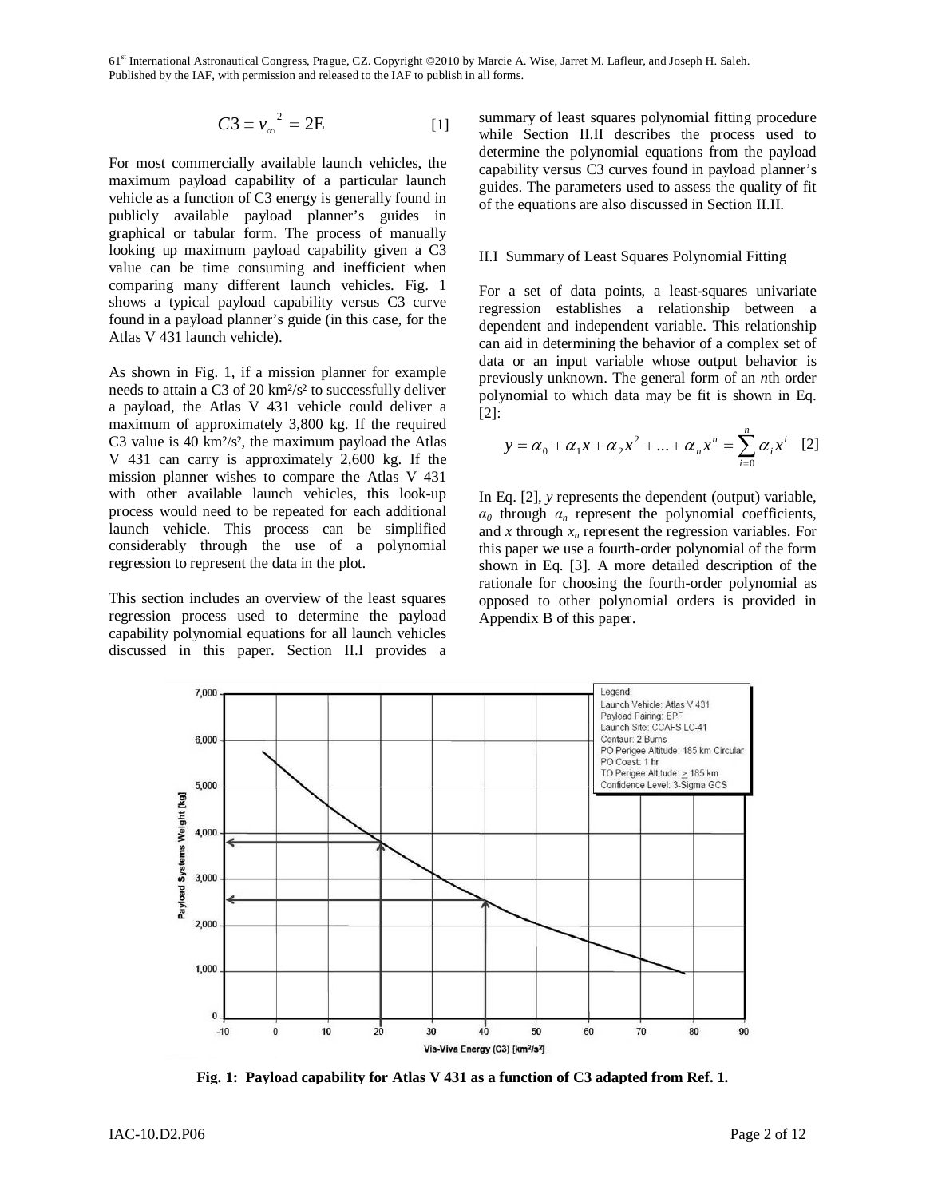$$C3 \equiv v_{\infty}^{2} = 2\text{E} \quad [1]$$

For most commercially available launch vehicles, the maximum payload capability of a particular launch vehicle as a function of C3 energy is generally found in publicly available payload planner's guides in graphical or tabular form. The process of manually looking up maximum payload capability given a C3 value can be time consuming and inefficient when comparing many different launch vehicles. Fig. 1 shows a typical payload capability versus C3 curve found in a payload planner's guide (in this case, for the Atlas V 431 launch vehicle).

As shown in Fig. 1, if a mission planner for example needs to attain a C3 of 20 km²/s² to successfully deliver a payload, the Atlas V 431 vehicle could deliver a maximum of approximately 3,800 kg. If the required C3 value is 40 km²/s², the maximum payload the Atlas V 431 can carry is approximately 2,600 kg. If the mission planner wishes to compare the Atlas V 431 with other available launch vehicles, this look-up process would need to be repeated for each additional launch vehicle. This process can be simplified considerably through the use of a polynomial regression to represent the data in the plot.

This section includes an overview of the least squares regression process used to determine the payload capability polynomial equations for all launch vehicles discussed in this paper. Section II.I provides a summary of least squares polynomial fitting procedure while Section II.II describes the process used to determine the polynomial equations from the payload capability versus C3 curves found in payload planner's guides. The parameters used to assess the quality of fit of the equations are also discussed in Section II.II.

### II.I Summary of Least Squares Polynomial Fitting

For a set of data points, a least-squares univariate regression establishes a relationship between a dependent and independent variable. This relationship can aid in determining the behavior of a complex set of data or an input variable whose output behavior is previously unknown. The general form of an *n*th order polynomial to which data may be fit is shown in Eq. [2]:

$$y = \alpha_0 + \alpha_1 x + \alpha_2 x^2 + ... + \alpha_n x^n = \sum_{i=0}^{n} \alpha_i x^i \quad [2]$$

In Eq. [2], $y$ represents the dependent (output) variable, $\alpha_0$ through $\alpha_n$ represent the polynomial coefficients, and $x$ through $x_n$ represent the regression variables. For this paper we use a fourth-order polynomial of the form shown in Eq. [3]. A more detailed description of the rationale for choosing the fourth-order polynomial as opposed to other polynomial orders is provided in Appendix B of this paper.

**Fig. 1: Payload capability for Atlas V 431 as a function of C3 adapted from Ref. 1.**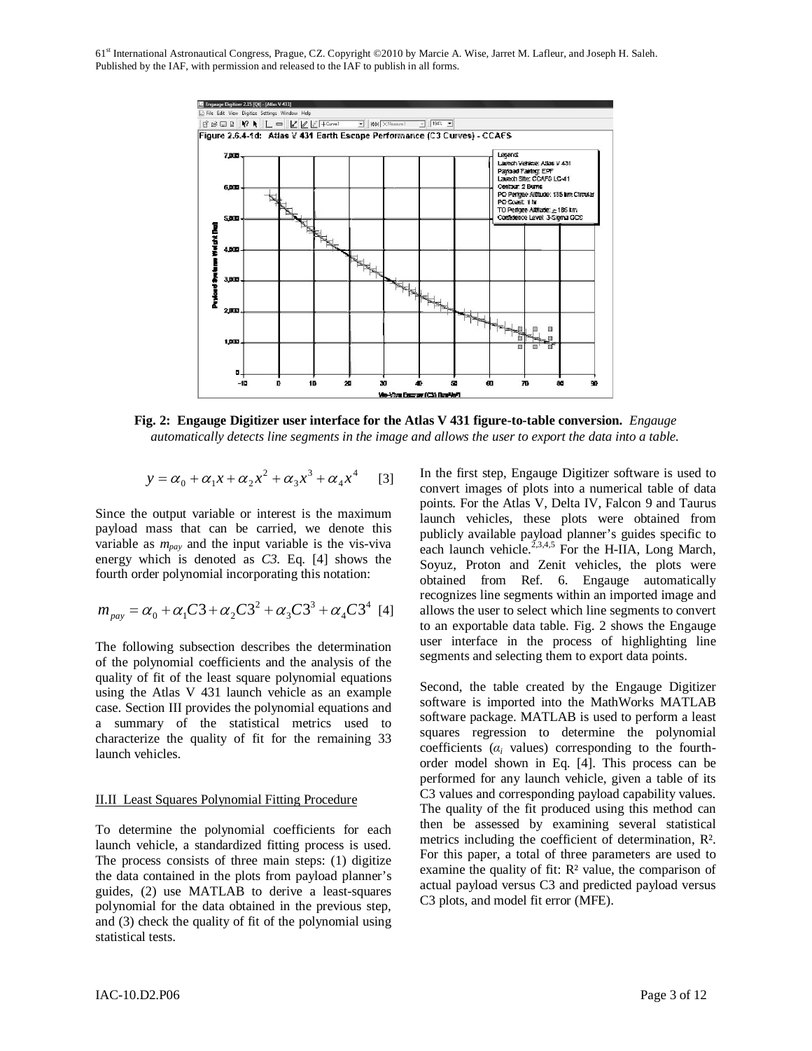**Fig. 2: Engauge Digitizer user interface for the Atlas V 431 figure-to-table conversion.** *Engauge automatically detects line segments in the image and allows the user to export the data into a table.*

$$y = \alpha_0 + \alpha_1 x + \alpha_2 x^2 + \alpha_3 x^3 + \alpha_4 x^4 \quad [3]$$

Since the output variable or interest is the maximum payload mass that can be carried, we denote this variable as $m_{pay}$ and the input variable is the vis-viva energy which is denoted as *C3*. Eq. [4] shows the fourth order polynomial incorporating this notation:

$$m_{pay} = \alpha_0 + \alpha_1 C3 + \alpha_2 C3^2 + \alpha_3 C3^3 + \alpha_4 C3^4 \quad [4]$$

The following subsection describes the determination of the polynomial coefficients and the analysis of the quality of fit of the least square polynomial equations using the Atlas V 431 launch vehicle as an example case. Section III provides the polynomial equations and a summary of the statistical metrics used to characterize the quality of fit for the remaining 33 launch vehicles.

## II.II Least Squares Polynomial Fitting Procedure

To determine the polynomial coefficients for each launch vehicle, a standardized fitting process is used. The process consists of three main steps: (1) digitize the data contained in the plots from payload planner's guides, (2) use MATLAB to derive a least-squares polynomial for the data obtained in the previous step, and (3) check the quality of fit of the polynomial using statistical tests.

In the first step, Engauge Digitizer software is used to convert images of plots into a numerical table of data points. For the Atlas V, Delta IV, Falcon 9 and Taurus launch vehicles, these plots were obtained from publicly available payload planner's guides specific to each launch vehicle.[2,3,4,5] For the H-IIA, Long March, Soyuz, Proton and Zenit vehicles, the plots were obtained from Ref. 6. Engauge automatically recognizes line segments within an imported image and allows the user to select which line segments to convert to an exportable data table. Fig. 2 shows the Engauge user interface in the process of highlighting line segments and selecting them to export data points.

Second, the table created by the Engauge Digitizer software is imported into the MathWorks MATLAB software package. MATLAB is used to perform a least squares regression to determine the polynomial coefficients ($\alpha_i$ values) corresponding to the fourth-order model shown in Eq. [4]. This process can be performed for any launch vehicle, given a table of its C3 values and corresponding payload capability values. The quality of the fit produced using this method can then be assessed by examining several statistical metrics including the coefficient of determination, $R^2$. For this paper, a total of three parameters are used to examine the quality of fit: $R^2$ value, the comparison of actual payload versus C3 and predicted payload versus C3 plots, and model fit error (MFE).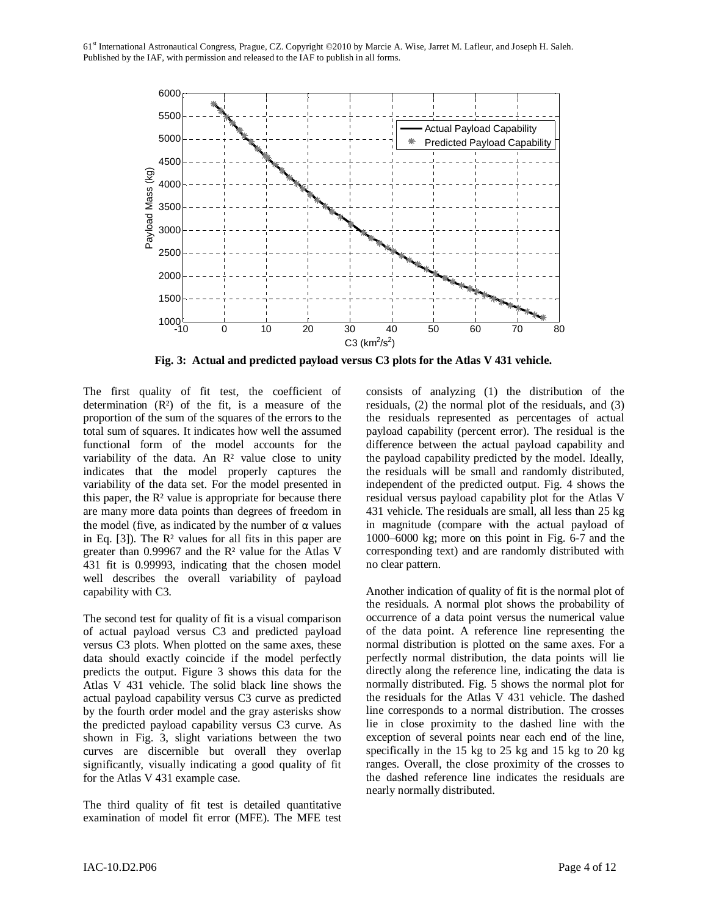**Fig. 3: Actual and predicted payload versus C3 plots for the Atlas V 431 vehicle.**

The first quality of fit test, the coefficient of determination ($R^2$) of the fit, is a measure of the proportion of the sum of the squares of the errors to the total sum of squares. It indicates how well the assumed functional form of the model accounts for the variability of the data. An $R^2$ value close to unity indicates that the model properly captures the variability of the data set. For the model presented in this paper, the $R^2$ value is appropriate for because there are many more data points than degrees of freedom in the model (five, as indicated by the number of $\alpha$ values in Eq. [3]). The $R^2$ values for all fits in this paper are greater than 0.99967 and the $R^2$ value for the Atlas V 431 fit is 0.99993, indicating that the chosen model well describes the overall variability of payload capability with C3.

The second test for quality of fit is a visual comparison of actual payload versus C3 and predicted payload versus C3 plots. When plotted on the same axes, these data should exactly coincide if the model perfectly predicts the output. Figure 3 shows this data for the Atlas V 431 vehicle. The solid black line shows the actual payload capability versus C3 curve as predicted by the fourth order model and the gray asterisks show the predicted payload capability versus C3 curve. As shown in Fig. 3, slight variations between the two curves are discernible but overall they overlap significantly, visually indicating a good quality of fit for the Atlas V 431 example case.

The third quality of fit test is detailed quantitative examination of model fit error (MFE). The MFE test consists of analyzing (1) the distribution of the residuals, (2) the normal plot of the residuals, and (3) the residuals represented as percentages of actual payload capability (percent error). The residual is the difference between the actual payload capability and the payload capability predicted by the model. Ideally, the residuals will be small and randomly distributed, independent of the predicted output. Fig. 4 shows the residual versus payload capability plot for the Atlas V 431 vehicle. The residuals are small, all less than 25 kg in magnitude (compare with the actual payload of 1000–6000 kg; more on this point in Fig. 6-7 and the corresponding text) and are randomly distributed with no clear pattern.

Another indication of quality of fit is the normal plot of the residuals. A normal plot shows the probability of occurrence of a data point versus the numerical value of the data point. A reference line representing the normal distribution is plotted on the same axes. For a perfectly normal distribution, the data points will lie directly along the reference line, indicating the data is normally distributed. Fig. 5 shows the normal plot for the residuals for the Atlas V 431 vehicle. The dashed line corresponds to a normal distribution. The crosses lie in close proximity to the dashed line with the exception of several points near each end of the line, specifically in the 15 kg to 25 kg and 15 kg to 20 kg ranges. Overall, the close proximity of the crosses to the dashed reference line indicates the residuals are nearly normally distributed.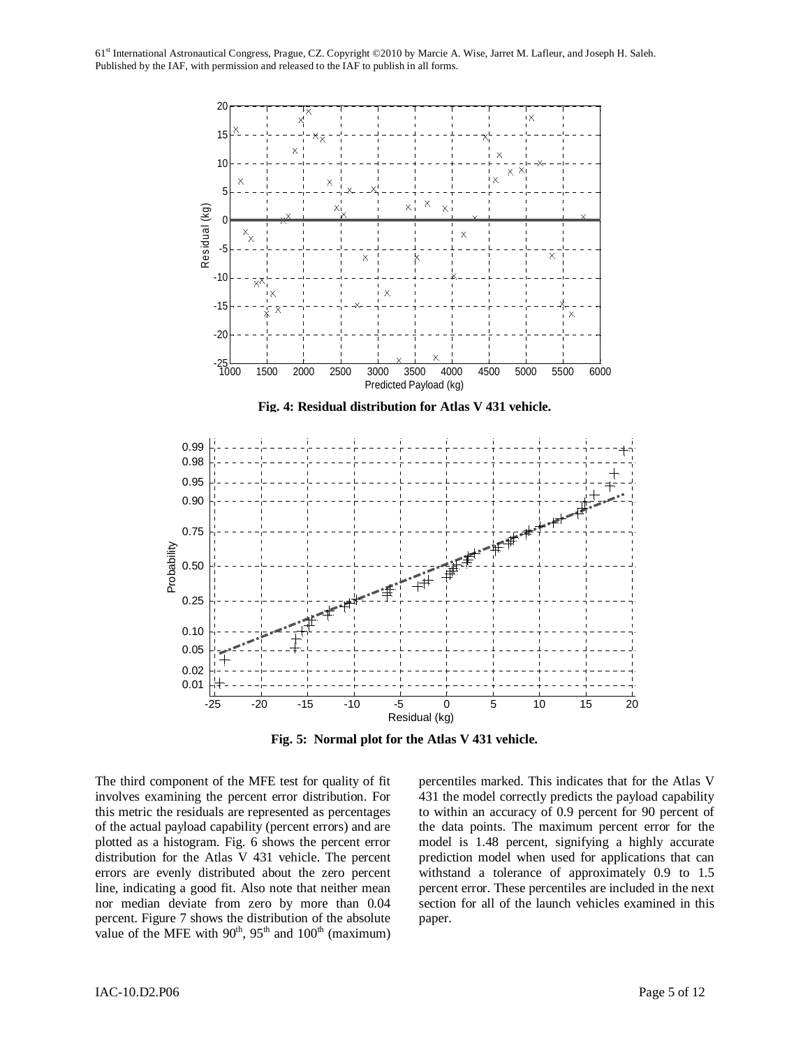Fig. 4: Residual distribution for Atlas V 431 vehicle.

Fig. 5: Normal plot for the Atlas V 431 vehicle.

The third component of the MFE test for quality of fit involves examining the percent error distribution. For this metric the residuals are represented as percentages of the actual payload capability (percent errors) and are plotted as a histogram. Fig. 6 shows the percent error distribution for the Atlas V 431 vehicle. The percent errors are evenly distributed about the zero percent line, indicating a good fit. Also note that neither mean nor median deviate from zero by more than 0.04 percent. Figure 7 shows the distribution of the absolute value of the MFE with 90th, 95th and 100th (maximum) percentiles marked. This indicates that for the Atlas V 431 the model correctly predicts the payload capability to within an accuracy of 0.9 percent for 90 percent of the data points. The maximum percent error for the model is 1.48 percent, signifying a highly accurate prediction model when used for applications that can withstand a tolerance of approximately 0.9 to 1.5 percent error. These percentiles are included in the next section for all of the launch vehicles examined in this paper.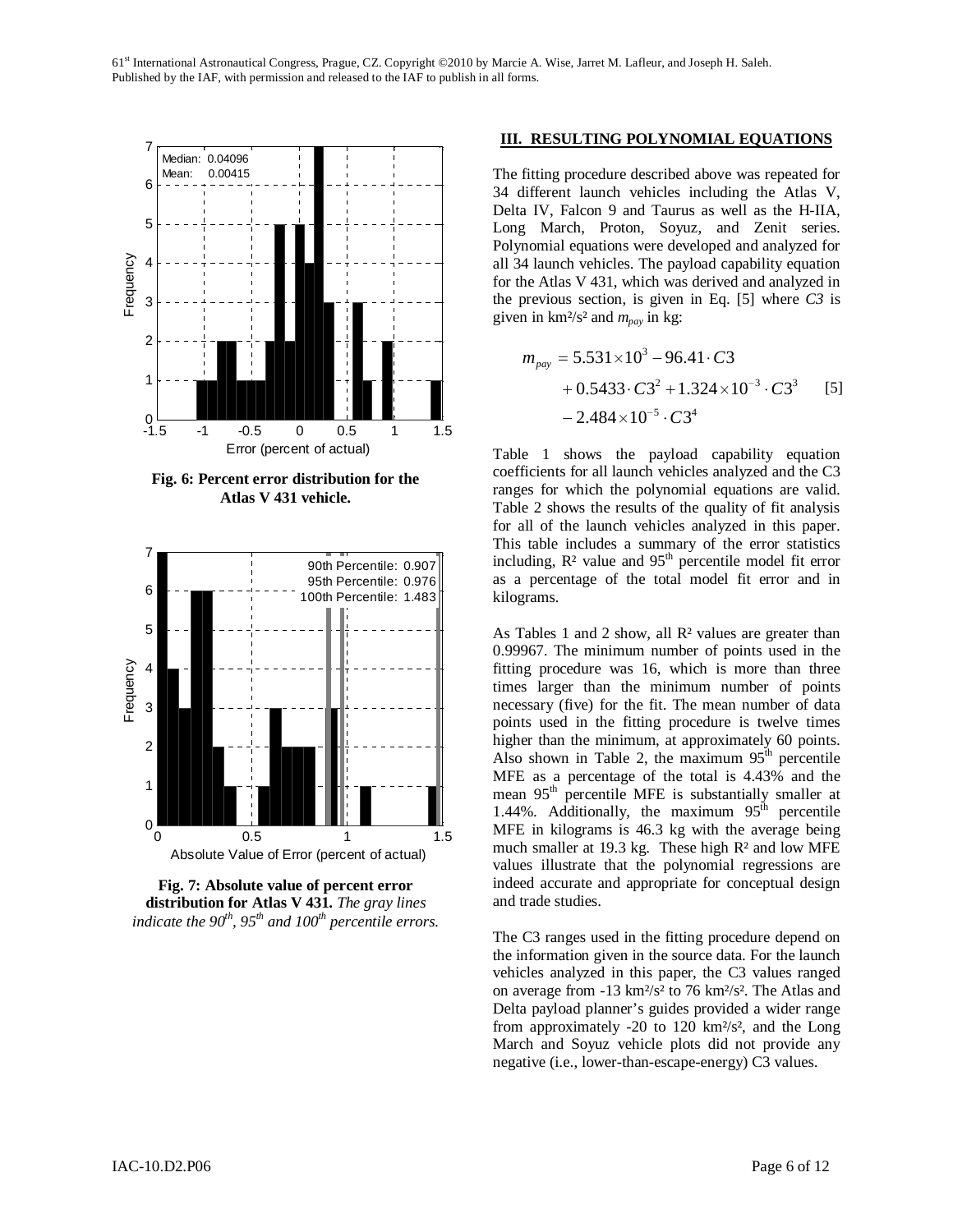Fig. 6: Percent error distribution for the Atlas V 431 vehicle.

Fig. 7: Absolute value of percent error distribution for Atlas V 431. *The gray lines indicate the 90th, 95th and 100th percentile errors.*

## III. RESULTING POLYNOMIAL EQUATIONS

The fitting procedure described above was repeated for 34 different launch vehicles including the Atlas V, Delta IV, Falcon 9 and Taurus as well as the H-IIA, Long March, Proton, Soyuz, and Zenit series. Polynomial equations were developed and analyzed for all 34 launch vehicles. The payload capability equation for the Atlas V 431, which was derived and analyzed in the previous section, is given in Eq. [5] where $C3$ is given in km²/s² and $m_{pay}$ in kg:

$$m_{pay} = 5.531\times10^{3} - 96.41\cdot C3 + 0.5433\cdot C3^{2} + 1.324\times10^{-3}\cdot C3^{3} - 2.484\times10^{-5}\cdot C3^{4} \quad [5]$$

Table 1 shows the payload capability equation coefficients for all launch vehicles analyzed and the C3 ranges for which the polynomial equations are valid. Table 2 shows the results of the quality of fit analysis for all of the launch vehicles analyzed in this paper. This table includes a summary of the error statistics including, $R^2$ value and 95th percentile model fit error as a percentage of the total model fit error and in kilograms.

As Tables 1 and 2 show, all $R^2$ values are greater than 0.99967. The minimum number of points used in the fitting procedure was 16, which is more than three times larger than the minimum number of points necessary (five) for the fit. The mean number of data points used in the fitting procedure is twelve times higher than the minimum, at approximately 60 points. Also shown in Table 2, the maximum 95th percentile MFE as a percentage of the total is 4.43% and the mean 95th percentile MFE is substantially smaller at 1.44%. Additionally, the maximum 95th percentile MFE in kilograms is 46.3 kg with the average being much smaller at 19.3 kg. These high $R^2$ and low MFE values illustrate that the polynomial regressions are indeed accurate and appropriate for conceptual design and trade studies.

The C3 ranges used in the fitting procedure depend on the information given in the source data. For the launch vehicles analyzed in this paper, the C3 values ranged on average from -13 km²/s² to 76 km²/s². The Atlas and Delta payload planner's guides provided a wider range from approximately -20 to 120 km²/s², and the Long March and Soyuz vehicle plots did not provide any negative (i.e., lower-than-escape-energy) C3 values.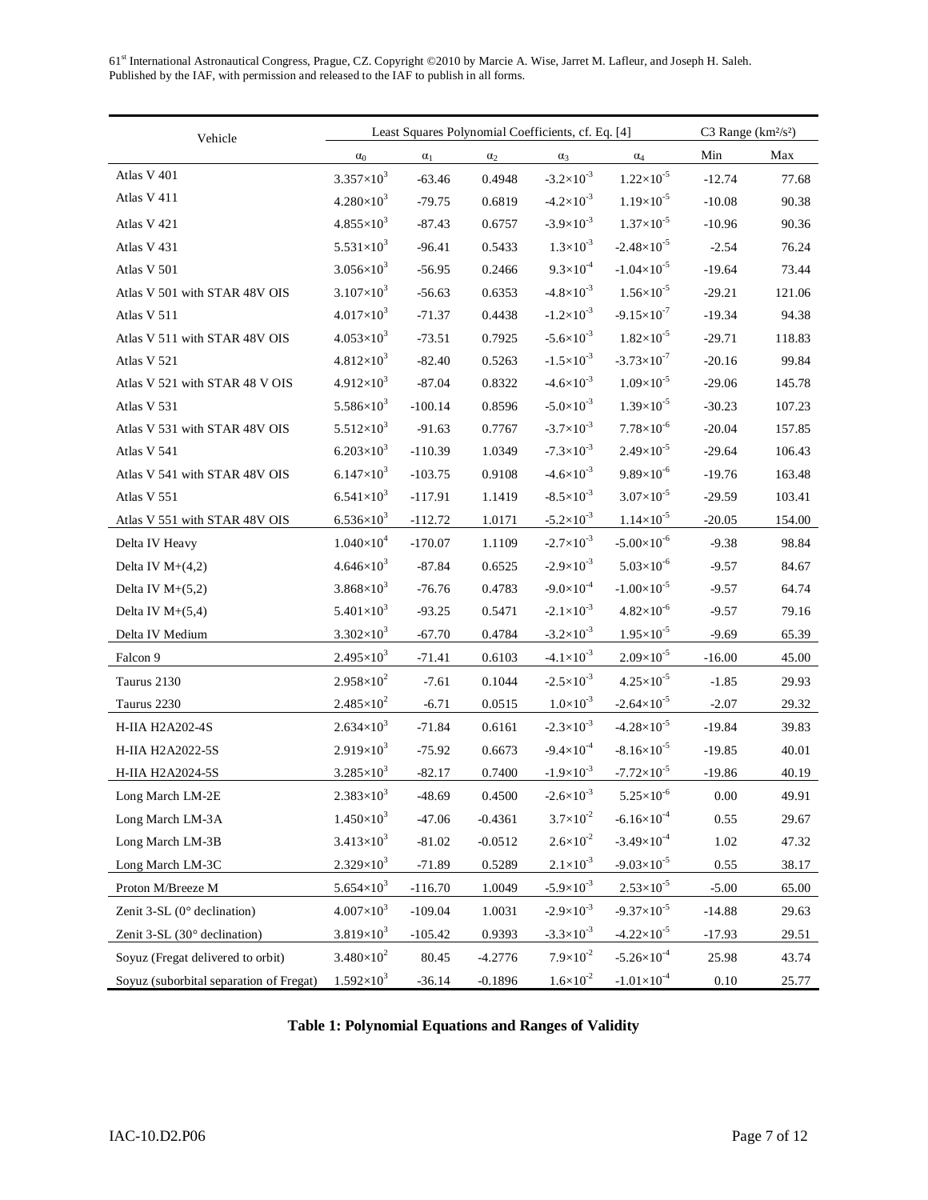| Vehicle | Least Squares Polynomial Coefficients, cf. Eq. [4] | | | | | C3 Range (km²/s²) | |
|---|---|---|---|---|---|---|---|
| | $\alpha_0$ | $\alpha_1$ | $\alpha_2$ | $\alpha_3$ | $\alpha_4$ | Min | Max |
| Atlas V 401 | $3.357\times10^3$ | -63.46 | 0.4948 | $-3.2\times10^{-3}$ | $1.22\times10^{-5}$ | -12.74 | 77.68 |
| Atlas V 411 | $4.280\times10^3$ | -79.75 | 0.6819 | $-4.2\times10^{-3}$ | $1.19\times10^{-5}$ | -10.08 | 90.38 |
| Atlas V 421 | $4.855\times10^3$ | -87.43 | 0.6757 | $-3.9\times10^{-3}$ | $1.37\times10^{-5}$ | -10.96 | 90.36 |
| Atlas V 431 | $5.531\times10^3$ | -96.41 | 0.5433 | $1.3\times10^{-3}$ | $-2.48\times10^{-5}$ | -2.54 | 76.24 |
| Atlas V 501 | $3.056\times10^3$ | -56.95 | 0.2466 | $9.3\times10^{-4}$ | $-1.04\times10^{-5}$ | -19.64 | 73.44 |
| Atlas V 501 with STAR 48V OIS | $3.107\times10^3$ | -56.63 | 0.6353 | $-4.8\times10^{-3}$ | $1.56\times10^{-5}$ | -29.21 | 121.06 |
| Atlas V 511 | $4.017\times10^3$ | -71.37 | 0.4438 | $-1.2\times10^{-3}$ | $-9.15\times10^{-7}$ | -19.34 | 94.38 |
| Atlas V 511 with STAR 48V OIS | $4.053\times10^3$ | -73.51 | 0.7925 | $-5.6\times10^{-3}$ | $1.82\times10^{-5}$ | -29.71 | 118.83 |
| Atlas V 521 | $4.812\times10^3$ | -82.40 | 0.5263 | $-1.5\times10^{-3}$ | $-3.73\times10^{-7}$ | -20.16 | 99.84 |
| Atlas V 521 with STAR 48 V OIS | $4.912\times10^3$ | -87.04 | 0.8322 | $-4.6\times10^{-3}$ | $1.09\times10^{-5}$ | -29.06 | 145.78 |
| Atlas V 531 | $5.586\times10^3$ | -100.14 | 0.8596 | $-5.0\times10^{-3}$ | $1.39\times10^{-5}$ | -30.23 | 107.23 |
| Atlas V 531 with STAR 48V OIS | $5.512\times10^3$ | -91.63 | 0.7767 | $-3.7\times10^{-3}$ | $7.78\times10^{-6}$ | -20.04 | 157.85 |
| Atlas V 541 | $6.203\times10^3$ | -110.39 | 1.0349 | $-7.3\times10^{-3}$ | $2.49\times10^{-5}$ | -29.64 | 106.43 |
| Atlas V 541 with STAR 48V OIS | $6.147\times10^3$ | -103.75 | 0.9108 | $-4.6\times10^{-3}$ | $9.89\times10^{-6}$ | -19.76 | 163.48 |
| Atlas V 551 | $6.541\times10^3$ | -117.91 | 1.1419 | $-8.5\times10^{-3}$ | $3.07\times10^{-5}$ | -29.59 | 103.41 |
| Atlas V 551 with STAR 48V OIS | $6.536\times10^3$ | -112.72 | 1.0171 | $-5.2\times10^{-3}$ | $1.14\times10^{-5}$ | -20.05 | 154.00 |
| Delta IV Heavy | $1.040\times10^4$ | -170.07 | 1.1109 | $-2.7\times10^{-3}$ | $-5.00\times10^{-6}$ | -9.38 | 98.84 |
| Delta IV M+(4,2) | $4.646\times10^3$ | -87.84 | 0.6525 | $-2.9\times10^{-3}$ | $5.03\times10^{-6}$ | -9.57 | 84.67 |
| Delta IV M+(5,2) | $3.868\times10^3$ | -76.76 | 0.4783 | $-9.0\times10^{-4}$ | $-1.00\times10^{-5}$ | -9.57 | 64.74 |
| Delta IV M+(5,4) | $5.401\times10^3$ | -93.25 | 0.5471 | $-2.1\times10^{-3}$ | $4.82\times10^{-6}$ | -9.57 | 79.16 |
| Delta IV Medium | $3.302\times10^3$ | -67.70 | 0.4784 | $-3.2\times10^{-3}$ | $1.95\times10^{-5}$ | -9.69 | 65.39 |
| Falcon 9 | $2.495\times10^3$ | -71.41 | 0.6103 | $-4.1\times10^{-3}$ | $2.09\times10^{-5}$ | -16.00 | 45.00 |
| Taurus 2130 | $2.958\times10^2$ | -7.61 | 0.1044 | $-2.5\times10^{-3}$ | $4.25\times10^{-5}$ | -1.85 | 29.93 |
| Taurus 2230 | $2.485\times10^2$ | -6.71 | 0.0515 | $1.0\times10^{-3}$ | $-2.64\times10^{-5}$ | -2.07 | 29.32 |
| H-IIA H2A202-4S | $2.634\times10^3$ | -71.84 | 0.6161 | $-2.3\times10^{-3}$ | $-4.28\times10^{-5}$ | -19.84 | 39.83 |
| H-IIA H2A2022-5S | $2.919\times10^3$ | -75.92 | 0.6673 | $-9.4\times10^{-4}$ | $-8.16\times10^{-5}$ | -19.85 | 40.01 |
| H-IIA H2A2024-5S | $3.285\times10^3$ | -82.17 | 0.7400 | $-1.9\times10^{-3}$ | $-7.72\times10^{-5}$ | -19.86 | 40.19 |
| Long March LM-2E | $2.383\times10^3$ | -48.69 | 0.4500 | $-2.6\times10^{-3}$ | $5.25\times10^{-6}$ | 0.00 | 49.91 |
| Long March LM-3A | $1.450\times10^3$ | -47.06 | -0.4361 | $3.7\times10^{-2}$ | $-6.16\times10^{-4}$ | 0.55 | 29.67 |
| Long March LM-3B | $3.413\times10^3$ | -81.02 | -0.0512 | $2.6\times10^{-2}$ | $-3.49\times10^{-4}$ | 1.02 | 47.32 |
| Long March LM-3C | $2.329\times10^3$ | -71.89 | 0.5289 | $2.1\times10^{-3}$ | $-9.03\times10^{-5}$ | 0.55 | 38.17 |
| Proton M/Breeze M | $5.654\times10^3$ | -116.70 | 1.0049 | $-5.9\times10^{-3}$ | $2.53\times10^{-5}$ | -5.00 | 65.00 |
| Zenit 3-SL (0° declination) | $4.007\times10^3$ | -109.04 | 1.0031 | $-2.9\times10^{-3}$ | $-9.37\times10^{-5}$ | -14.88 | 29.63 |
| Zenit 3-SL (30° declination) | $3.819\times10^3$ | -105.42 | 0.9393 | $-3.3\times10^{-3}$ | $-4.22\times10^{-5}$ | -17.93 | 29.51 |
| Soyuz (Fregat delivered to orbit) | $3.480\times10^2$ | 80.45 | -4.2776 | $7.9\times10^{-2}$ | $-5.26\times10^{-4}$ | 25.98 | 43.74 |
| Soyuz (suborbital separation of Fregat) | $1.592\times10^3$ | -36.14 | -0.1896 | $1.6\times10^{-2}$ | $-1.01\times10^{-4}$ | 0.10 | 25.77 |

**Table 1: Polynomial Equations and Ranges of Validity**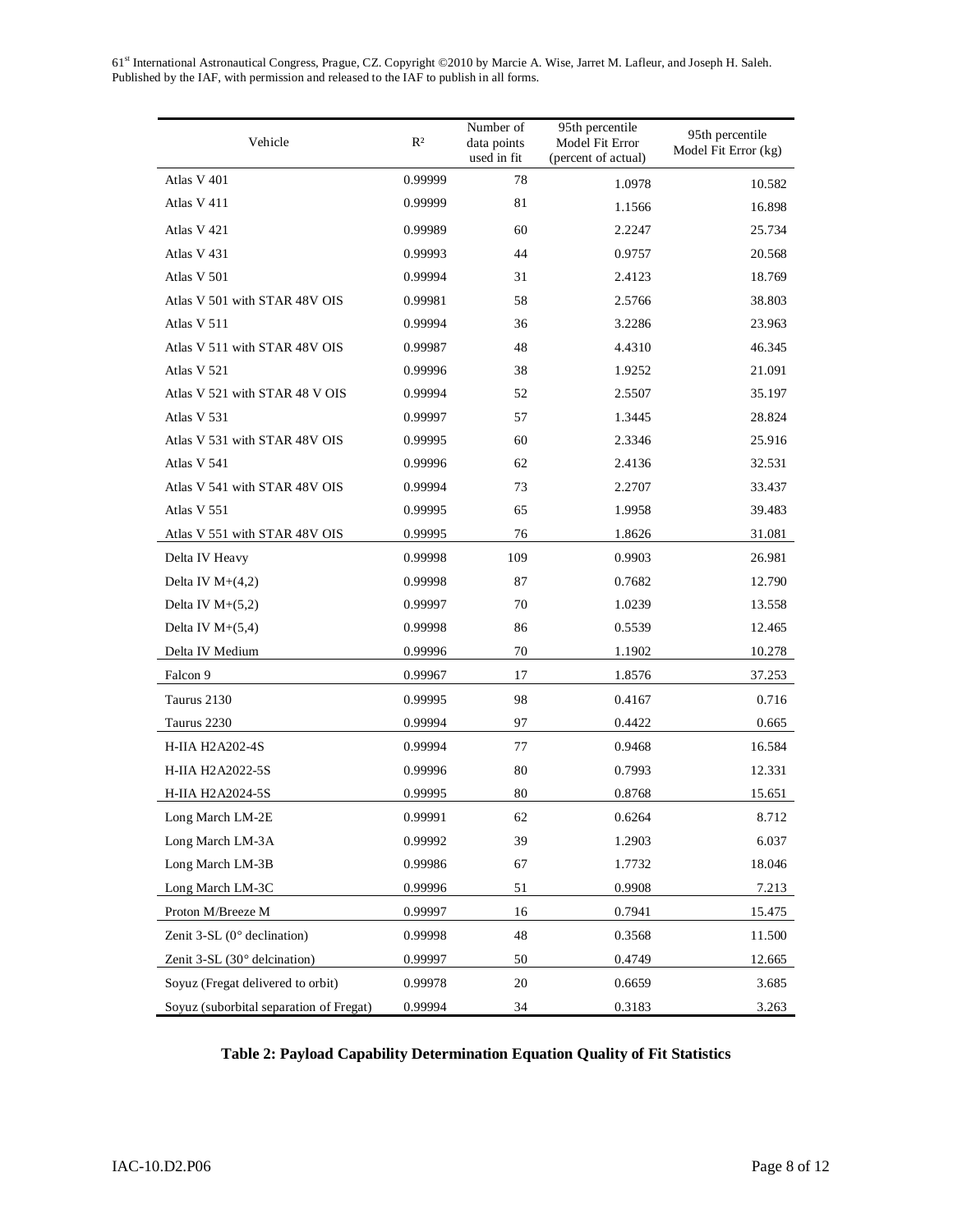| Vehicle | $R^2$ | Number of data points used in fit | 95th percentile Model Fit Error (percent of actual) | 95th percentile Model Fit Error (kg) |
|---|---|---|---|---|
| Atlas V 401 | 0.99999 | 78 | 1.0978 | 10.582 |
| Atlas V 411 | 0.99999 | 81 | 1.1566 | 16.898 |
| Atlas V 421 | 0.99989 | 60 | 2.2247 | 25.734 |
| Atlas V 431 | 0.99993 | 44 | 0.9757 | 20.568 |
| Atlas V 501 | 0.99994 | 31 | 2.4123 | 18.769 |
| Atlas V 501 with STAR 48V OIS | 0.99981 | 58 | 2.5766 | 38.803 |
| Atlas V 511 | 0.99994 | 36 | 3.2286 | 23.963 |
| Atlas V 511 with STAR 48V OIS | 0.99987 | 48 | 4.4310 | 46.345 |
| Atlas V 521 | 0.99996 | 38 | 1.9252 | 21.091 |
| Atlas V 521 with STAR 48 V OIS | 0.99994 | 52 | 2.5507 | 35.197 |
| Atlas V 531 | 0.99997 | 57 | 1.3445 | 28.824 |
| Atlas V 531 with STAR 48V OIS | 0.99995 | 60 | 2.3346 | 25.916 |
| Atlas V 541 | 0.99996 | 62 | 2.4136 | 32.531 |
| Atlas V 541 with STAR 48V OIS | 0.99994 | 73 | 2.2707 | 33.437 |
| Atlas V 551 | 0.99995 | 65 | 1.9958 | 39.483 |
| Atlas V 551 with STAR 48V OIS | 0.99995 | 76 | 1.8626 | 31.081 |
| Delta IV Heavy | 0.99998 | 109 | 0.9903 | 26.981 |
| Delta IV M+(4,2) | 0.99998 | 87 | 0.7682 | 12.790 |
| Delta IV M+(5,2) | 0.99997 | 70 | 1.0239 | 13.558 |
| Delta IV M+(5,4) | 0.99998 | 86 | 0.5539 | 12.465 |
| Delta IV Medium | 0.99996 | 70 | 1.1902 | 10.278 |
| Falcon 9 | 0.99967 | 17 | 1.8576 | 37.253 |
| Taurus 2130 | 0.99995 | 98 | 0.4167 | 0.716 |
| Taurus 2230 | 0.99994 | 97 | 0.4422 | 0.665 |
| H-IIA H2A202-4S | 0.99994 | 77 | 0.9468 | 16.584 |
| H-IIA H2A2022-5S | 0.99996 | 80 | 0.7993 | 12.331 |
| H-IIA H2A2024-5S | 0.99995 | 80 | 0.8768 | 15.651 |
| Long March LM-2E | 0.99991 | 62 | 0.6264 | 8.712 |
| Long March LM-3A | 0.99992 | 39 | 1.2903 | 6.037 |
| Long March LM-3B | 0.99986 | 67 | 1.7732 | 18.046 |
| Long March LM-3C | 0.99996 | 51 | 0.9908 | 7.213 |
| Proton M/Breeze M | 0.99997 | 16 | 0.7941 | 15.475 |
| Zenit 3-SL (0° declination) | 0.99998 | 48 | 0.3568 | 11.500 |
| Zenit 3-SL (30° delcination) | 0.99997 | 50 | 0.4749 | 12.665 |
| Soyuz (Fregat delivered to orbit) | 0.99978 | 20 | 0.6659 | 3.685 |
| Soyuz (suborbital separation of Fregat) | 0.99994 | 34 | 0.3183 | 3.263 |

**Table 2: Payload Capability Determination Equation Quality of Fit Statistics**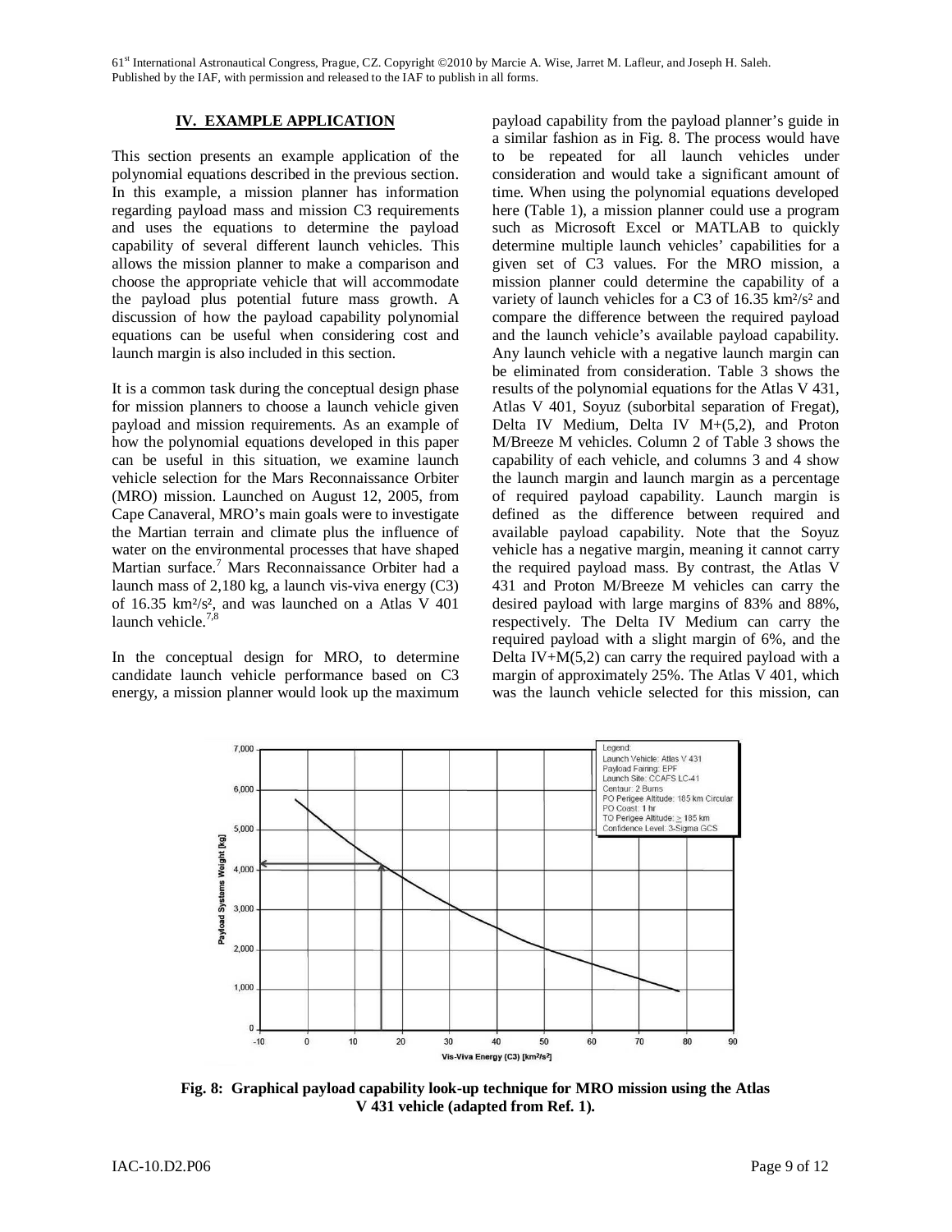## IV. EXAMPLE APPLICATION

This section presents an example application of the polynomial equations described in the previous section. In this example, a mission planner has information regarding payload mass and mission C3 requirements and uses the equations to determine the payload capability of several different launch vehicles. This allows the mission planner to make a comparison and choose the appropriate vehicle that will accommodate the payload plus potential future mass growth. A discussion of how the payload capability polynomial equations can be useful when considering cost and launch margin is also included in this section.

It is a common task during the conceptual design phase for mission planners to choose a launch vehicle given payload and mission requirements. As an example of how the polynomial equations developed in this paper can be useful in this situation, we examine launch vehicle selection for the Mars Reconnaissance Orbiter (MRO) mission. Launched on August 12, 2005, from Cape Canaveral, MRO's main goals were to investigate the Martian terrain and climate plus the influence of water on the environmental processes that have shaped Martian surface.[7] Mars Reconnaissance Orbiter had a launch mass of 2,180 kg, a launch vis-viva energy (C3) of 16.35 km²/s², and was launched on a Atlas V 401 launch vehicle.[7,8]

In the conceptual design for MRO, to determine candidate launch vehicle performance based on C3 energy, a mission planner would look up the maximum payload capability from the payload planner's guide in a similar fashion as in Fig. 8. The process would have to be repeated for all launch vehicles under consideration and would take a significant amount of time. When using the polynomial equations developed here (Table 1), a mission planner could use a program such as Microsoft Excel or MATLAB to quickly determine multiple launch vehicles' capabilities for a given set of C3 values. For the MRO mission, a mission planner could determine the capability of a variety of launch vehicles for a C3 of 16.35 km²/s² and compare the difference between the required payload and the launch vehicle's available payload capability. Any launch vehicle with a negative launch margin can be eliminated from consideration. Table 3 shows the results of the polynomial equations for the Atlas V 431, Atlas V 401, Soyuz (suborbital separation of Fregat), Delta IV Medium, Delta IV M+(5,2), and Proton M/Breeze M vehicles. Column 2 of Table 3 shows the capability of each vehicle, and columns 3 and 4 show the launch margin and launch margin as a percentage of required payload capability. Launch margin is defined as the difference between required and available payload capability. Note that the Soyuz vehicle has a negative margin, meaning it cannot carry the required payload mass. By contrast, the Atlas V 431 and Proton M/Breeze M vehicles can carry the desired payload with large margins of 83% and 88%, respectively. The Delta IV Medium can carry the required payload with a slight margin of 6%, and the Delta IV+M(5,2) can carry the required payload with a margin of approximately 25%. The Atlas V 401, which was the launch vehicle selected for this mission, can

**Fig. 8: Graphical payload capability look-up technique for MRO mission using the Atlas V 431 vehicle (adapted from Ref. 1).**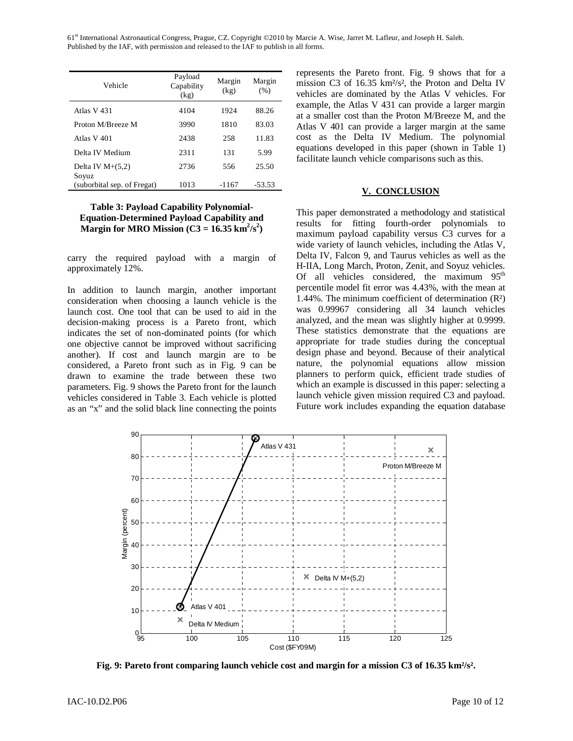| Vehicle | Payload Capability (kg) | Margin (kg) | Margin (%) |
|---|---|---|---|
| Atlas V 431 | 4104 | 1924 | 88.26 |
| Proton M/Breeze M | 3990 | 1810 | 83.03 |
| Atlas V 401 | 2438 | 258 | 11.83 |
| Delta IV Medium | 2311 | 131 | 5.99 |
| Delta IV M+(5,2) | 2736 | 556 | 25.50 |
| Soyuz (suborbital sep. of Fregat) | 1013 | -1167 | -53.53 |

**Table 3: Payload Capability Polynomial-Equation-Determined Payload Capability and Margin for MRO Mission ($C3 = 16.35\ km^2/s^2$)**

carry the required payload with a margin of approximately 12%.

In addition to launch margin, another important consideration when choosing a launch vehicle is the launch cost. One tool that can be used to aid in the decision-making process is a Pareto front, which indicates the set of non-dominated points (for which one objective cannot be improved without sacrificing another). If cost and launch margin are to be considered, a Pareto front such as in Fig. 9 can be drawn to examine the trade between these two parameters. Fig. 9 shows the Pareto front for the launch vehicles considered in Table 3. Each vehicle is plotted as an "x" and the solid black line connecting the points represents the Pareto front. Fig. 9 shows that for a mission C3 of 16.35 $km^2/s^2$, the Proton and Delta IV vehicles are dominated by the Atlas V vehicles. For example, the Atlas V 431 can provide a larger margin at a smaller cost than the Proton M/Breeze M, and the Atlas V 401 can provide a larger margin at the same cost as the Delta IV Medium. The polynomial equations developed in this paper (shown in Table 1) facilitate launch vehicle comparisons such as this.

## V. CONCLUSION

This paper demonstrated a methodology and statistical results for fitting fourth-order polynomials to maximum payload capability versus C3 curves for a wide variety of launch vehicles, including the Atlas V, Delta IV, Falcon 9, and Taurus vehicles as well as the H-IIA, Long March, Proton, Zenit, and Soyuz vehicles. Of all vehicles considered, the maximum 95[th] percentile model fit error was 4.43%, with the mean at 1.44%. The minimum coefficient of determination ($R^2$) was 0.99967 considering all 34 launch vehicles analyzed, and the mean was slightly higher at 0.9999. These statistics demonstrate that the equations are appropriate for trade studies during the conceptual design phase and beyond. Because of their analytical nature, the polynomial equations allow mission planners to perform quick, efficient trade studies of which an example is discussed in this paper: selecting a launch vehicle given mission required C3 and payload. Future work includes expanding the equation database

**Fig. 9: Pareto front comparing launch vehicle cost and margin for a mission C3 of 16.35 $km^2/s^2$.**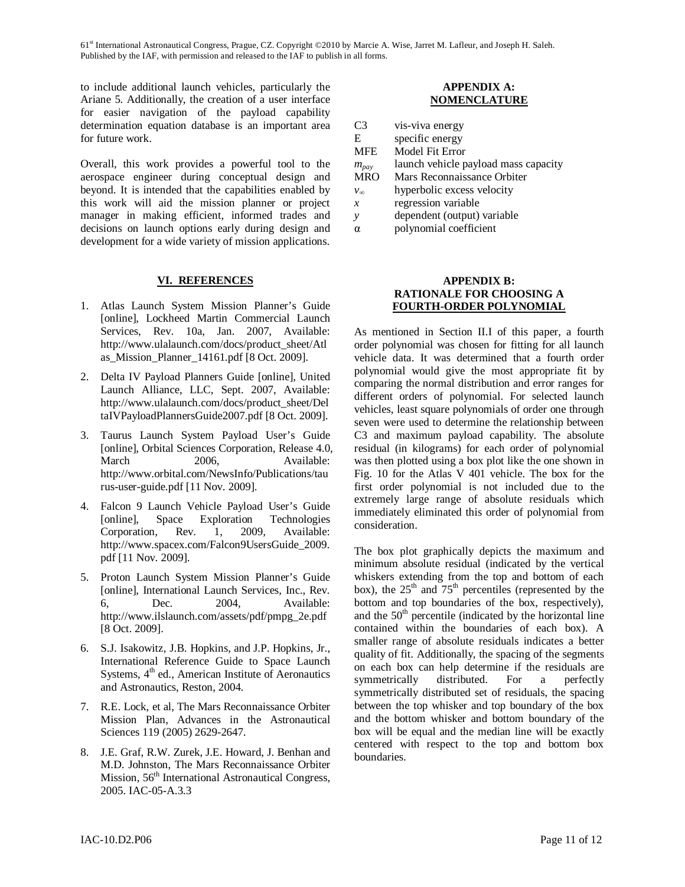to include additional launch vehicles, particularly the Ariane 5. Additionally, the creation of a user interface for easier navigation of the payload capability determination equation database is an important area for future work.

Overall, this work provides a powerful tool to the aerospace engineer during conceptual design and beyond. It is intended that the capabilities enabled by this work will aid the mission planner or project manager in making efficient, informed trades and decisions on launch options early during design and development for a wide variety of mission applications.

## VI. REFERENCES

1. Atlas Launch System Mission Planner's Guide [online], Lockheed Martin Commercial Launch Services, Rev. 10a, Jan. 2007, Available: http://www.ulalaunch.com/docs/product_sheet/Atlas_Mission_Planner_14161.pdf [8 Oct. 2009].
2. Delta IV Payload Planners Guide [online], United Launch Alliance, LLC, Sept. 2007, Available: http://www.ulalaunch.com/docs/product_sheet/DeltaIVPayloadPlannersGuide2007.pdf [8 Oct. 2009].
3. Taurus Launch System Payload User's Guide [online], Orbital Sciences Corporation, Release 4.0, March 2006, Available: http://www.orbital.com/NewsInfo/Publications/taurus-user-guide.pdf [11 Nov. 2009].
4. Falcon 9 Launch Vehicle Payload User's Guide [online], Space Exploration Technologies Corporation, Rev. 1, 2009, Available: http://www.spacex.com/Falcon9UsersGuide_2009.pdf [11 Nov. 2009].
5. Proton Launch System Mission Planner's Guide [online], International Launch Services, Inc., Rev. 6, Dec. 2004, Available: http://www.ilslaunch.com/assets/pdf/pmpg_2e.pdf [8 Oct. 2009].
6. S.J. Isakowitz, J.B. Hopkins, and J.P. Hopkins, Jr., International Reference Guide to Space Launch Systems, 4th ed., American Institute of Aeronautics and Astronautics, Reston, 2004.
7. R.E. Lock, et al, The Mars Reconnaissance Orbiter Mission Plan, Advances in the Astronautical Sciences 119 (2005) 2629-2647.
8. J.E. Graf, R.W. Zurek, J.E. Howard, J. Benhan and M.D. Johnston, The Mars Reconnaissance Orbiter Mission, 56th International Astronautical Congress, 2005. IAC-05-A.3.3

## APPENDIX A: NOMENCLATURE

| | |
|---|---|
| C3 | vis-viva energy |
| E | specific energy |
| MFE | Model Fit Error |
| $m_{pay}$ | launch vehicle payload mass capacity |
| MRO | Mars Reconnaissance Orbiter |
| $v_\infty$ | hyperbolic excess velocity |
| $x$ | regression variable |
| $y$ | dependent (output) variable |
| $\alpha$ | polynomial coefficient |

## APPENDIX B: RATIONALE FOR CHOOSING A FOURTH-ORDER POLYNOMIAL

As mentioned in Section II.I of this paper, a fourth order polynomial was chosen for fitting for all launch vehicle data. It was determined that a fourth order polynomial would give the most appropriate fit by comparing the normal distribution and error ranges for different orders of polynomial. For selected launch vehicles, least square polynomials of order one through seven were used to determine the relationship between C3 and maximum payload capability. The absolute residual (in kilograms) for each order of polynomial was then plotted using a box plot like the one shown in Fig. 10 for the Atlas V 401 vehicle. The box for the first order polynomial is not included due to the extremely large range of absolute residuals which immediately eliminated this order of polynomial from consideration.

The box plot graphically depicts the maximum and minimum absolute residual (indicated by the vertical whiskers extending from the top and bottom of each box), the 25th and 75th percentiles (represented by the bottom and top boundaries of the box, respectively), and the 50th percentile (indicated by the horizontal line contained within the boundaries of each box). A smaller range of absolute residuals indicates a better quality of fit. Additionally, the spacing of the segments on each box can help determine if the residuals are symmetrically distributed. For a perfectly symmetrically distributed set of residuals, the spacing between the top whisker and top boundary of the box and the bottom whisker and bottom boundary of the box will be equal and the median line will be exactly centered with respect to the top and bottom box boundaries.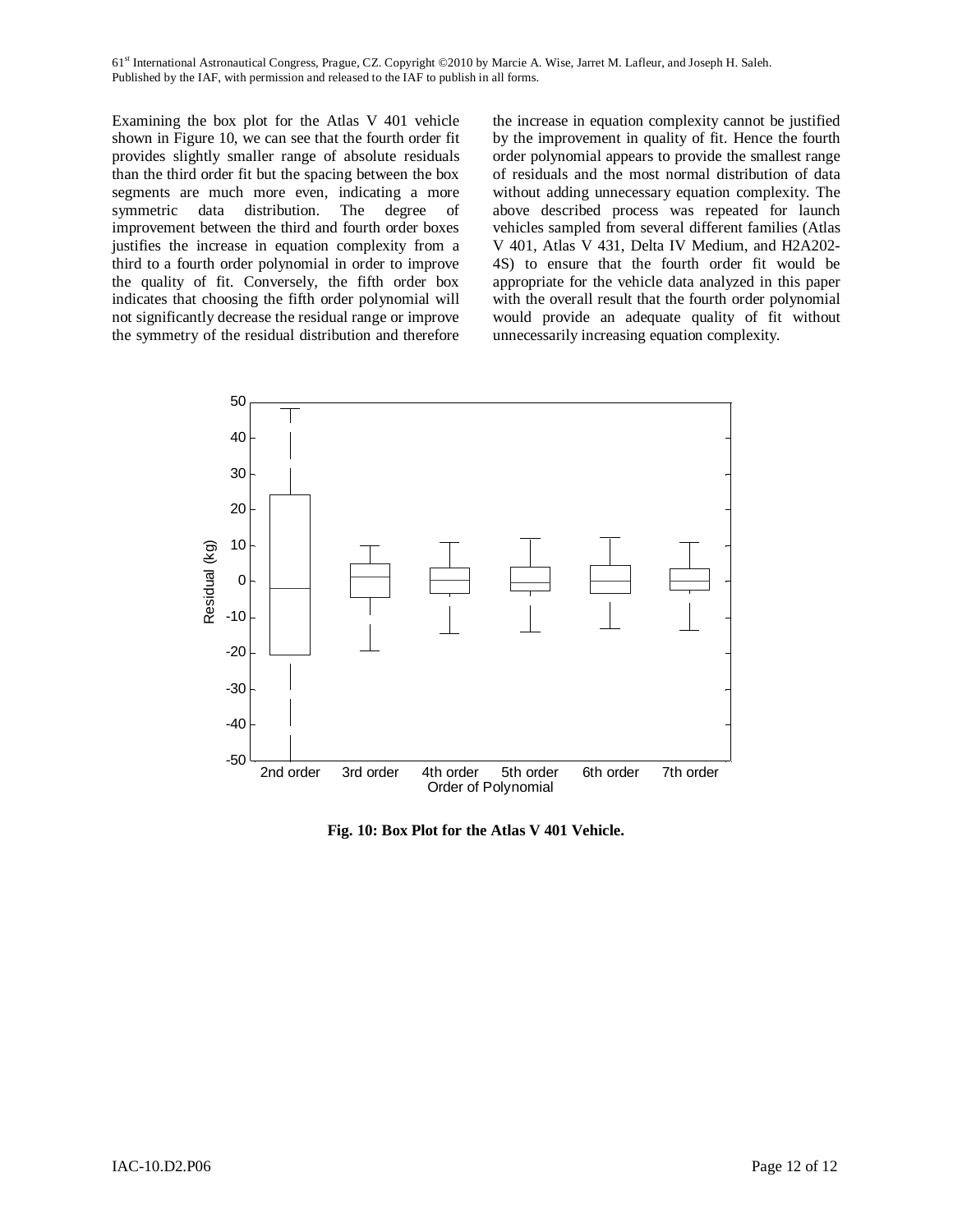Examining the box plot for the Atlas V 401 vehicle shown in Figure 10, we can see that the fourth order fit provides slightly smaller range of absolute residuals than the third order fit but the spacing between the box segments are much more even, indicating a more symmetric data distribution. The degree of improvement between the third and fourth order boxes justifies the increase in equation complexity from a third to a fourth order polynomial in order to improve the quality of fit. Conversely, the fifth order box indicates that choosing the fifth order polynomial will not significantly decrease the residual range or improve the symmetry of the residual distribution and therefore the increase in equation complexity cannot be justified by the improvement in quality of fit. Hence the fourth order polynomial appears to provide the smallest range of residuals and the most normal distribution of data without adding unnecessary equation complexity. The above described process was repeated for launch vehicles sampled from several different families (Atlas V 401, Atlas V 431, Delta IV Medium, and H2A202-4S) to ensure that the fourth order fit would be appropriate for the vehicle data analyzed in this paper with the overall result that the fourth order polynomial would provide an adequate quality of fit without unnecessarily increasing equation complexity.

Residual (kg)

50
40
30
20
10
0
-10
-20
-30
-40
-50

2nd order
3rd order
4th order
5th order
6th order
7th order

Order of Polynomial

**Fig. 10: Box Plot for the Atlas V 401 Vehicle.**